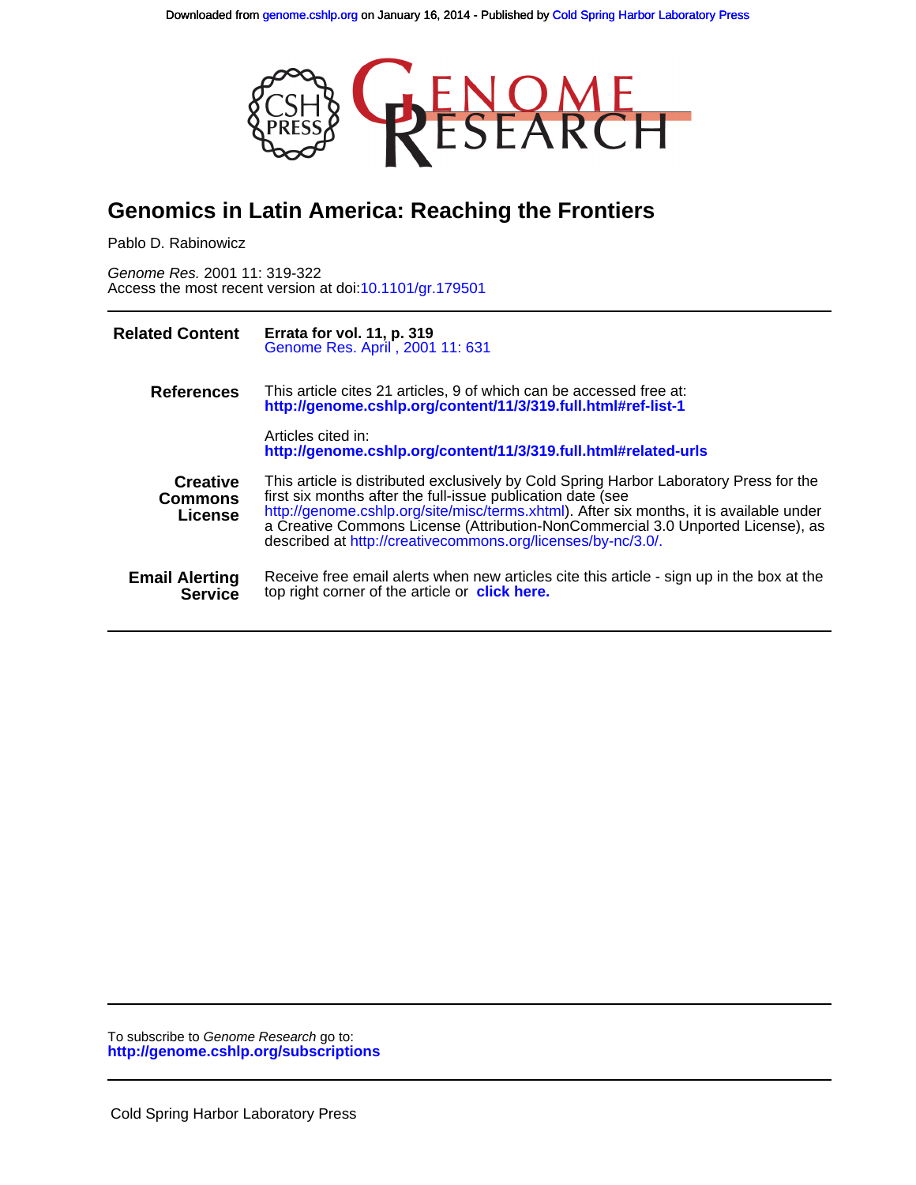# Genomics in Latin America: Reaching the Frontiers

Pablo D. Rabinowicz

*Genome Res.* 2001 11: 319-322
Access the most recent version at doi:10.1101/gr.179501

| | |
|---|---|
| **Related Content** | **Errata for vol. 11, p. 319** Genome Res. April , 2001 11: 631 |
| **References** | This article cites 21 articles, 9 of which can be accessed free at: **http://genome.cshlp.org/content/11/3/319.full.html#ref-list-1** |
| | Articles cited in: **http://genome.cshlp.org/content/11/3/319.full.html#related-urls** |
| **Creative Commons License** | This article is distributed exclusively by Cold Spring Harbor Laboratory Press for the first six months after the full-issue publication date (see http://genome.cshlp.org/site/misc/terms.xhtml). After six months, it is available under a Creative Commons License (Attribution-NonCommercial 3.0 Unported License), as described at http://creativecommons.org/licenses/by-nc/3.0/. |
| **Email Alerting Service** | Receive free email alerts when new articles cite this article - sign up in the box at the top right corner of the article or **click here.** |

To subscribe to *Genome Research* go to:
**http://genome.cshlp.org/subscriptions**

Cold Spring Harbor Laboratory Press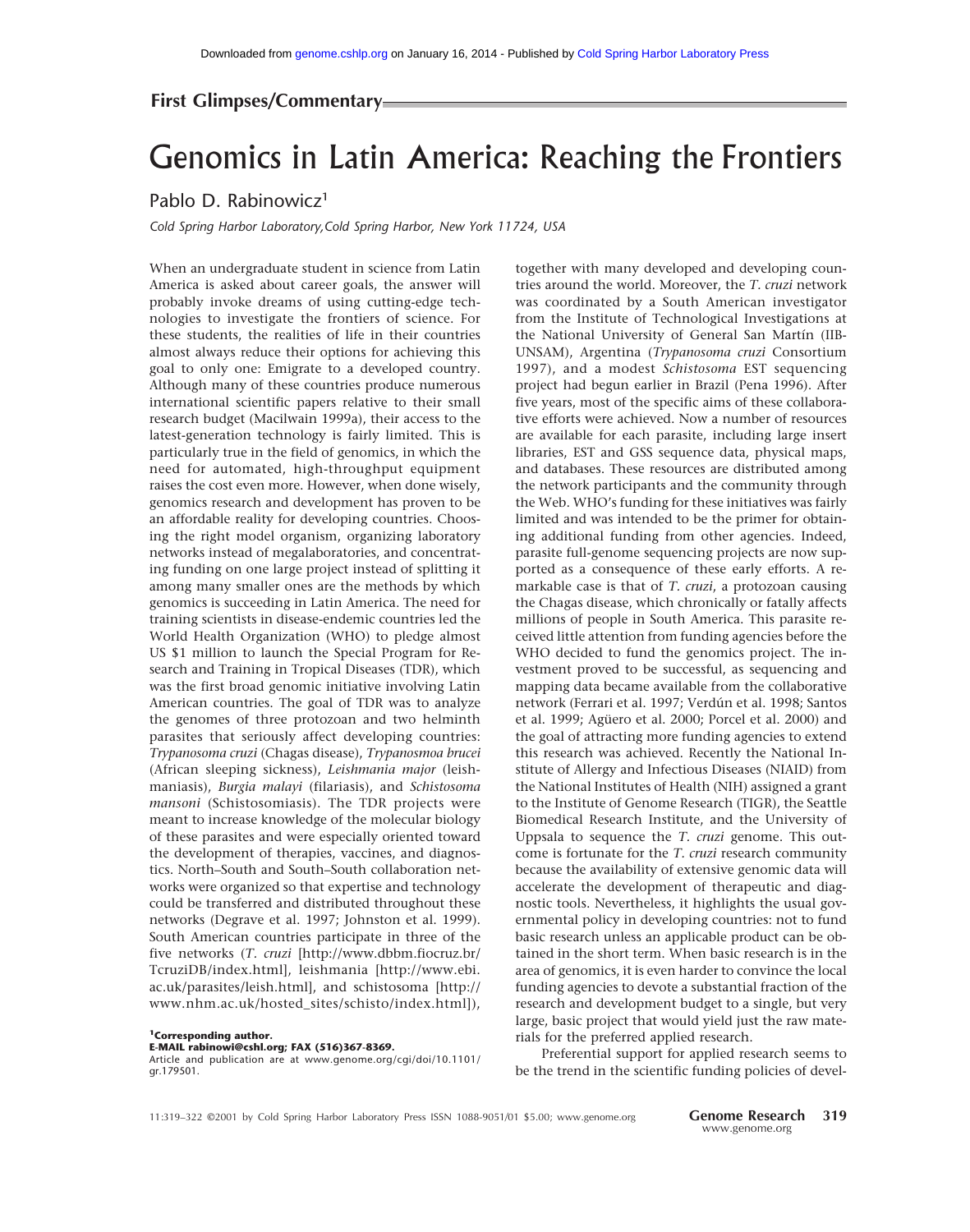First Glimpses/Commentary

# Genomics in Latin America: Reaching the Frontiers

Pablo D. Rabinowicz[1]

*Cold Spring Harbor Laboratory, Cold Spring Harbor, New York 11724, USA*

When an undergraduate student in science from Latin America is asked about career goals, the answer will probably invoke dreams of using cutting-edge technologies to investigate the frontiers of science. For these students, the realities of life in their countries almost always reduce their options for achieving this goal to only one: Emigrate to a developed country. Although many of these countries produce numerous international scientific papers relative to their small research budget (Macilwain 1999a), their access to the latest-generation technology is fairly limited. This is particularly true in the field of genomics, in which the need for automated, high-throughput equipment raises the cost even more. However, when done wisely, genomics research and development has proven to be an affordable reality for developing countries. Choosing the right model organism, organizing laboratory networks instead of megalaboratories, and concentrating funding on one large project instead of splitting it among many smaller ones are the methods by which genomics is succeeding in Latin America. The need for training scientists in disease-endemic countries led the World Health Organization (WHO) to pledge almost US $1 million to launch the Special Program for Research and Training in Tropical Diseases (TDR), which was the first broad genomic initiative involving Latin American countries. The goal of TDR was to analyze the genomes of three protozoan and two helminth parasites that seriously affect developing countries: *Trypanosoma cruzi* (Chagas disease), *Trypanosmoa brucei* (African sleeping sickness), *Leishmania major* (leishmaniasis), *Burgia malayi* (filariasis), and *Schistosoma mansoni* (Schistosomiasis). The TDR projects were meant to increase knowledge of the molecular biology of these parasites and were especially oriented toward the development of therapies, vaccines, and diagnostics. North–South and South–South collaboration networks were organized so that expertise and technology could be transferred and distributed throughout these networks (Degrave et al. 1997; Johnston et al. 1999). South American countries participate in three of the five networks (*T. cruzi* [http://www.dbbm.fiocruz.br/TcruziDB/index.html], leishmania [http://www.ebi.ac.uk/parasites/leish.html], and schistosoma [http://www.nhm.ac.uk/hosted_sites/schisto/index.html]), together with many developed and developing countries around the world. Moreover, the *T. cruzi* network was coordinated by a South American investigator from the Institute of Technological Investigations at the National University of General San Martín (IIB-UNSAM), Argentina (*Trypanosoma cruzi* Consortium 1997), and a modest *Schistosoma* EST sequencing project had begun earlier in Brazil (Pena 1996). After five years, most of the specific aims of these collaborative efforts were achieved. Now a number of resources are available for each parasite, including large insert libraries, EST and GSS sequence data, physical maps, and databases. These resources are distributed among the network participants and the community through the Web. WHO's funding for these initiatives was fairly limited and was intended to be the primer for obtaining additional funding from other agencies. Indeed, parasite full-genome sequencing projects are now supported as a consequence of these early efforts. A remarkable case is that of *T. cruzi*, a protozoan causing the Chagas disease, which chronically or fatally affects millions of people in South America. This parasite received little attention from funding agencies before the WHO decided to fund the genomics project. The investment proved to be successful, as sequencing and mapping data became available from the collaborative network (Ferrari et al. 1997; Verdún et al. 1998; Santos et al. 1999; Agüero et al. 2000; Porcel et al. 2000) and the goal of attracting more funding agencies to extend this research was achieved. Recently the National Institute of Allergy and Infectious Diseases (NIAID) from the National Institutes of Health (NIH) assigned a grant to the Institute of Genome Research (TIGR), the Seattle Biomedical Research Institute, and the University of Uppsala to sequence the *T. cruzi* genome. This outcome is fortunate for the *T. cruzi* research community because the availability of extensive genomic data will accelerate the development of therapeutic and diagnostic tools. Nevertheless, it highlights the usual governmental policy in developing countries: not to fund basic research unless an applicable product can be obtained in the short term. When basic research is in the area of genomics, it is even harder to convince the local funding agencies to devote a substantial fraction of the research and development budget to a single, but very large, basic project that would yield just the raw materials for the preferred applied research.

Preferential support for applied research seems to be the trend in the scientific funding policies of devel-

[1]**Corresponding author.**
**E-MAIL rabinowi@cshl.org; FAX (516)367-8369.**
Article and publication are at www.genome.org/cgi/doi/10.1101/gr.179501.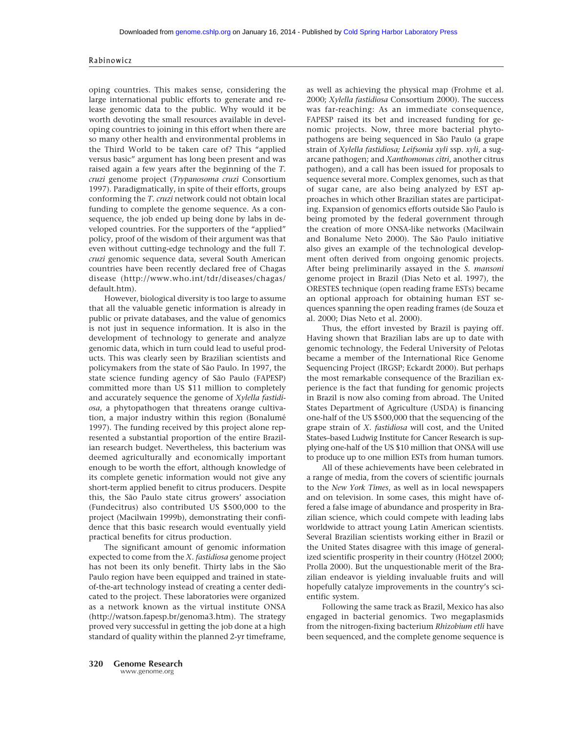oping countries. This makes sense, considering the large international public efforts to generate and release genomic data to the public. Why would it be worth devoting the small resources available in developing countries to joining in this effort when there are so many other health and environmental problems in the Third World to be taken care of? This "applied versus basic" argument has long been present and was raised again a few years after the beginning of the *T. cruzi* genome project (*Trypanosoma cruzi* Consortium 1997). Paradigmatically, in spite of their efforts, groups conforming the *T. cruzi* network could not obtain local funding to complete the genome sequence. As a consequence, the job ended up being done by labs in developed countries. For the supporters of the "applied" policy, proof of the wisdom of their argument was that even without cutting-edge technology and the full *T. cruzi* genomic sequence data, several South American countries have been recently declared free of Chagas disease (http://www.who.int/tdr/diseases/chagas/default.htm).

However, biological diversity is too large to assume that all the valuable genetic information is already in public or private databases, and the value of genomics is not just in sequence information. It is also in the development of technology to generate and analyze genomic data, which in turn could lead to useful products. This was clearly seen by Brazilian scientists and policymakers from the state of São Paulo. In 1997, the state science funding agency of São Paulo (FAPESP) committed more than US $11 million to completely and accurately sequence the genome of *Xylella fastidiosa*, a phytopathogen that threatens orange cultivation, a major industry within this region (Bonalumé 1997). The funding received by this project alone represented a substantial proportion of the entire Brazilian research budget. Nevertheless, this bacterium was deemed agriculturally and economically important enough to be worth the effort, although knowledge of its complete genetic information would not give any short-term applied benefit to citrus producers. Despite this, the São Paulo state citrus growers' association (Fundecitrus) also contributed US $500,000 to the project (Macilwain 1999b), demonstrating their confidence that this basic research would eventually yield practical benefits for citrus production.

The significant amount of genomic information expected to come from the *X. fastidiosa* genome project has not been its only benefit. Thirty labs in the São Paulo region have been equipped and trained in state-of-the-art technology instead of creating a center dedicated to the project. These laboratories were organized as a network known as the virtual institute ONSA (http://watson.fapesp.br/genoma3.htm). The strategy proved very successful in getting the job done at a high standard of quality within the planned 2-yr timeframe, as well as achieving the physical map (Frohme et al. 2000; *Xylella fastidiosa* Consortium 2000). The success was far-reaching: As an immediate consequence, FAPESP raised its bet and increased funding for genomic projects. Now, three more bacterial phytopathogens are being sequenced in São Paulo (a grape strain of *Xylella fastidiosa; Leifsonia xyli* ssp. *xyli*, a sugarcane pathogen; and *Xanthomonas citri*, another citrus pathogen), and a call has been issued for proposals to sequence several more. Complex genomes, such as that of sugar cane, are also being analyzed by EST approaches in which other Brazilian states are participating. Expansion of genomics efforts outside São Paulo is being promoted by the federal government through the creation of more ONSA-like networks (Macilwain and Bonalume Neto 2000). The São Paulo initiative also gives an example of the technological development often derived from ongoing genomic projects. After being preliminarily assayed in the *S. mansoni* genome project in Brazil (Dias Neto et al. 1997), the ORESTES technique (open reading frame ESTs) became an optional approach for obtaining human EST sequences spanning the open reading frames (de Souza et al. 2000; Dias Neto et al. 2000).

Thus, the effort invested by Brazil is paying off. Having shown that Brazilian labs are up to date with genomic technology, the Federal University of Pelotas became a member of the International Rice Genome Sequencing Project (IRGSP; Eckardt 2000). But perhaps the most remarkable consequence of the Brazilian experience is the fact that funding for genomic projects in Brazil is now also coming from abroad. The United States Department of Agriculture (USDA) is financing one-half of the US $500,000 that the sequencing of the grape strain of *X. fastidiosa* will cost, and the United States–based Ludwig Institute for Cancer Research is supplying one-half of the US $10 million that ONSA will use to produce up to one million ESTs from human tumors.

All of these achievements have been celebrated in a range of media, from the covers of scientific journals to the *New York Times*, as well as in local newspapers and on television. In some cases, this might have offered a false image of abundance and prosperity in Brazilian science, which could compete with leading labs worldwide to attract young Latin American scientists. Several Brazilian scientists working either in Brazil or the United States disagree with this image of generalized scientific prosperity in their country (Hötzel 2000; Prolla 2000). But the unquestionable merit of the Brazilian endeavor is yielding invaluable fruits and will hopefully catalyze improvements in the country's scientific system.

Following the same track as Brazil, Mexico has also engaged in bacterial genomics. Two megaplasmids from the nitrogen-fixing bacterium *Rhizobium etli* have been sequenced, and the complete genome sequence is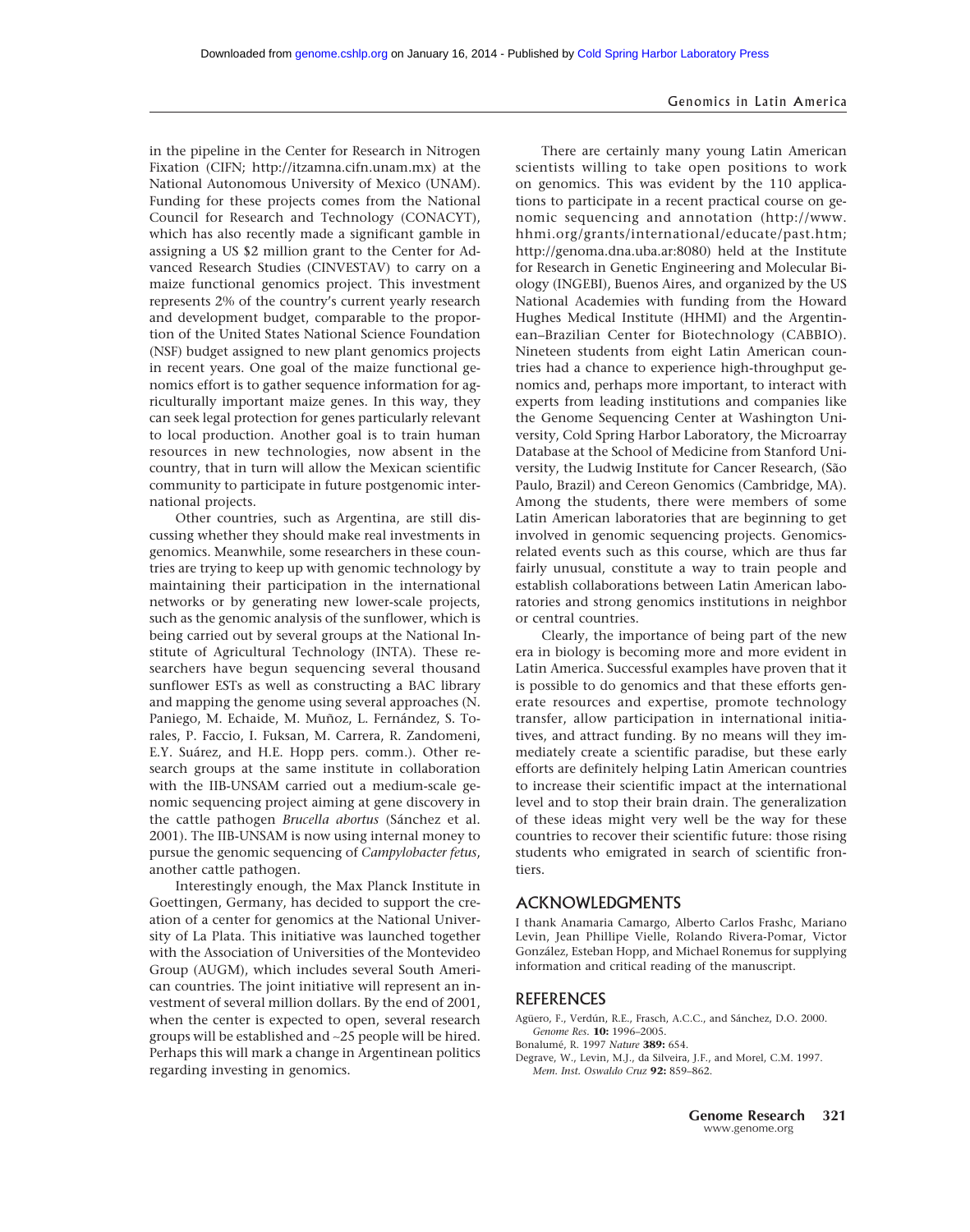in the pipeline in the Center for Research in Nitrogen Fixation (CIFN; http://itzamna.cifn.unam.mx) at the National Autonomous University of Mexico (UNAM). Funding for these projects comes from the National Council for Research and Technology (CONACYT), which has also recently made a significant gamble in assigning a US $2 million grant to the Center for Advanced Research Studies (CINVESTAV) to carry on a maize functional genomics project. This investment represents 2% of the country's current yearly research and development budget, comparable to the proportion of the United States National Science Foundation (NSF) budget assigned to new plant genomics projects in recent years. One goal of the maize functional genomics effort is to gather sequence information for agriculturally important maize genes. In this way, they can seek legal protection for genes particularly relevant to local production. Another goal is to train human resources in new technologies, now absent in the country, that in turn will allow the Mexican scientific community to participate in future postgenomic international projects.

Other countries, such as Argentina, are still discussing whether they should make real investments in genomics. Meanwhile, some researchers in these countries are trying to keep up with genomic technology by maintaining their participation in the international networks or by generating new lower-scale projects, such as the genomic analysis of the sunflower, which is being carried out by several groups at the National Institute of Agricultural Technology (INTA). These researchers have begun sequencing several thousand sunflower ESTs as well as constructing a BAC library and mapping the genome using several approaches (N. Paniego, M. Echaide, M. Muñoz, L. Fernández, S. Torales, P. Faccio, I. Fuksan, M. Carrera, R. Zandomeni, E.Y. Suárez, and H.E. Hopp pers. comm.). Other research groups at the same institute in collaboration with the IIB-UNSAM carried out a medium-scale genomic sequencing project aiming at gene discovery in the cattle pathogen *Brucella abortus* (Sánchez et al. 2001). The IIB-UNSAM is now using internal money to pursue the genomic sequencing of *Campylobacter fetus*, another cattle pathogen.

Interestingly enough, the Max Planck Institute in Goettingen, Germany, has decided to support the creation of a center for genomics at the National University of La Plata. This initiative was launched together with the Association of Universities of the Montevideo Group (AUGM), which includes several South American countries. The joint initiative will represent an investment of several million dollars. By the end of 2001, when the center is expected to open, several research groups will be established and ~25 people will be hired. Perhaps this will mark a change in Argentinean politics regarding investing in genomics.

There are certainly many young Latin American scientists willing to take open positions to work on genomics. This was evident by the 110 applications to participate in a recent practical course on genomic sequencing and annotation (http://www.hhmi.org/grants/international/educate/past.htm; http://genoma.dna.uba.ar:8080) held at the Institute for Research in Genetic Engineering and Molecular Biology (INGEBI), Buenos Aires, and organized by the US National Academies with funding from the Howard Hughes Medical Institute (HHMI) and the Argentinean–Brazilian Center for Biotechnology (CABBIO). Nineteen students from eight Latin American countries had a chance to experience high-throughput genomics and, perhaps more important, to interact with experts from leading institutions and companies like the Genome Sequencing Center at Washington University, Cold Spring Harbor Laboratory, the Microarray Database at the School of Medicine from Stanford University, the Ludwig Institute for Cancer Research, (São Paulo, Brazil) and Cereon Genomics (Cambridge, MA). Among the students, there were members of some Latin American laboratories that are beginning to get involved in genomic sequencing projects. Genomics-related events such as this course, which are thus far fairly unusual, constitute a way to train people and establish collaborations between Latin American laboratories and strong genomics institutions in neighbor or central countries.

Clearly, the importance of being part of the new era in biology is becoming more and more evident in Latin America. Successful examples have proven that it is possible to do genomics and that these efforts generate resources and expertise, promote technology transfer, allow participation in international initiatives, and attract funding. By no means will they immediately create a scientific paradise, but these early efforts are definitely helping Latin American countries to increase their scientific impact at the international level and to stop their brain drain. The generalization of these ideas might very well be the way for these countries to recover their scientific future: those rising students who emigrated in search of scientific frontiers.

## ACKNOWLEDGMENTS

I thank Anamaria Camargo, Alberto Carlos Frashc, Mariano Levin, Jean Phillipe Vielle, Rolando Rivera-Pomar, Victor González, Esteban Hopp, and Michael Ronemus for supplying information and critical reading of the manuscript.

## REFERENCES

Agüero, F., Verdún, R.E., Frasch, A.C.C., and Sánchez, D.O. 2000. *Genome Res.* **10:** 1996–2005.

Bonalumé, R. 1997 *Nature* **389:** 654.

Degrave, W., Levin, M.J., da Silveira, J.F., and Morel, C.M. 1997. *Mem. Inst. Oswaldo Cruz* **92:** 859–862.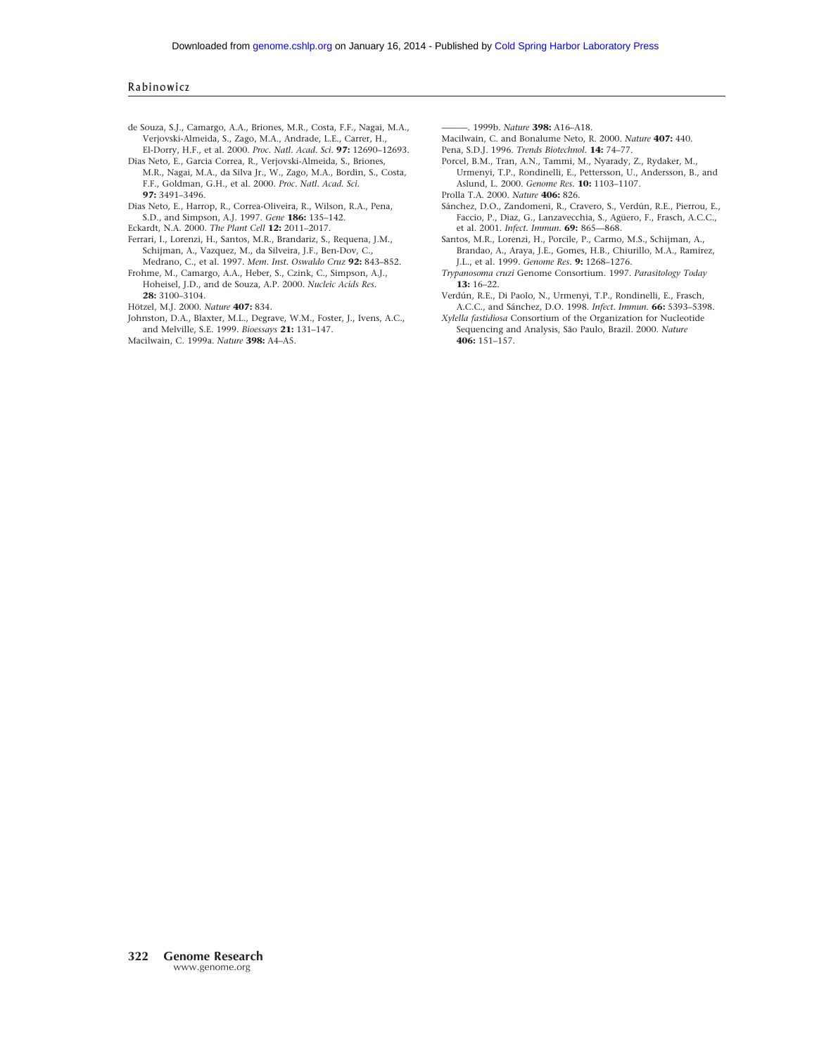de Souza, S.J., Camargo, A.A., Briones, M.R., Costa, F.F., Nagai, M.A., Verjovski-Almeida, S., Zago, M.A., Andrade, L.E., Carrer, H., El-Dorry, H.F., et al. 2000. *Proc. Natl. Acad. Sci.* **97:** 12690–12693.

Dias Neto, E., Garcia Correa, R., Verjovski-Almeida, S., Briones, M.R., Nagai, M.A., da Silva Jr., W., Zago, M.A., Bordin, S., Costa, F.F., Goldman, G.H., et al. 2000. *Proc. Natl. Acad. Sci.* **97:** 3491–3496.

Dias Neto, E., Harrop, R., Correa-Oliveira, R., Wilson, R.A., Pena, S.D., and Simpson, A.J. 1997. *Gene* **186:** 135–142.

Eckardt, N.A. 2000. *The Plant Cell* **12:** 2011–2017.

Ferrari, I., Lorenzi, H., Santos, M.R., Brandariz, S., Requena, J.M., Schijman, A., Vazquez, M., da Silveira, J.F., Ben-Dov, C., Medrano, C., et al. 1997. *Mem. Inst. Oswaldo Cruz* **92:** 843–852.

Frohme, M., Camargo, A.A., Heber, S., Czink, C., Simpson, A.J., Hoheisel, J.D., and de Souza, A.P. 2000. *Nucleic Acids Res.* **28:** 3100–3104.

Hötzel, M.J. 2000. *Nature* **407:** 834.

Johnston, D.A., Blaxter, M.L., Degrave, W.M., Foster, J., Ivens, A.C., and Melville, S.E. 1999. *Bioessays* **21:** 131–147.

Macilwain, C. 1999a. *Nature* **398:** A4–A5.

———. 1999b. *Nature* **398:** A16–A18.

Macilwain, C. and Bonalume Neto, R. 2000. *Nature* **407:** 440.

Pena, S.D.J. 1996. *Trends Biotechnol.* **14:** 74–77.

Porcel, B.M., Tran, A.N., Tammi, M., Nyarady, Z., Rydaker, M., Urmenyi, T.P., Rondinelli, E., Pettersson, U., Andersson, B., and Aslund, L. 2000. *Genome Res.* **10:** 1103–1107.

Prolla T.A. 2000. *Nature* **406:** 826.

Sánchez, D.O., Zandomeni, R., Cravero, S., Verdún, R.E., Pierrou, E., Faccio, P., Diaz, G., Lanzavecchia, S., Agüero, F., Frasch, A.C.C., et al. 2001. *Infect. Immun.* **69:** 865—868.

Santos, M.R., Lorenzi, H., Porcile, P., Carmo, M.S., Schijman, A., Brandao, A., Araya, J.E., Gomes, H.B., Chiurillo, M.A., Ramirez, J.L., et al. 1999. *Genome Res.* **9:** 1268–1276.

*Trypanosoma cruzi* Genome Consortium. 1997. *Parasitology Today* **13:** 16–22.

Verdún, R.E., Di Paolo, N., Urmenyi, T.P., Rondinelli, E., Frasch, A.C.C., and Sánchez, D.O. 1998. *Infect. Immun.* **66:** 5393–5398.

*Xylella fastidiosa* Consortium of the Organization for Nucleotide Sequencing and Analysis, São Paulo, Brazil. 2000. *Nature* **406:** 151–157.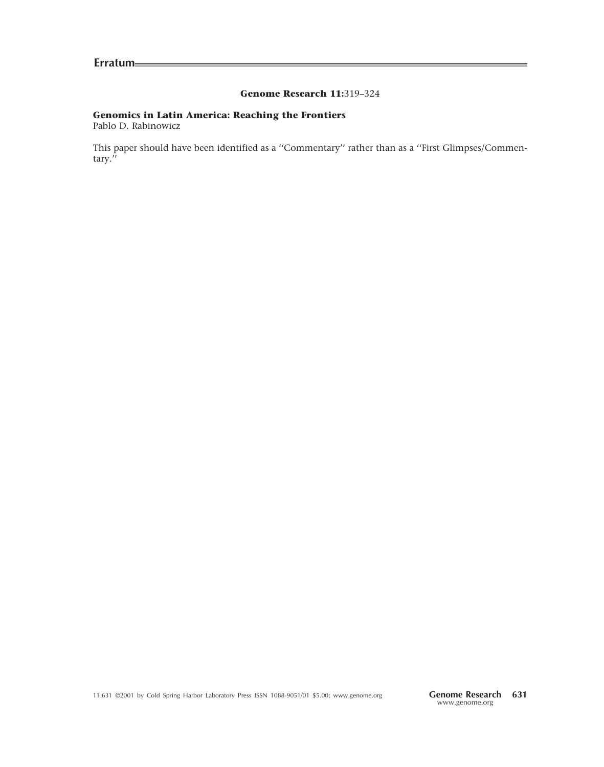# Erratum

**Genome Research 11:**319–324

**Genomics in Latin America: Reaching the Frontiers**
Pablo D. Rabinowicz

This paper should have been identified as a ''Commentary'' rather than as a ''First Glimpses/Commentary.''